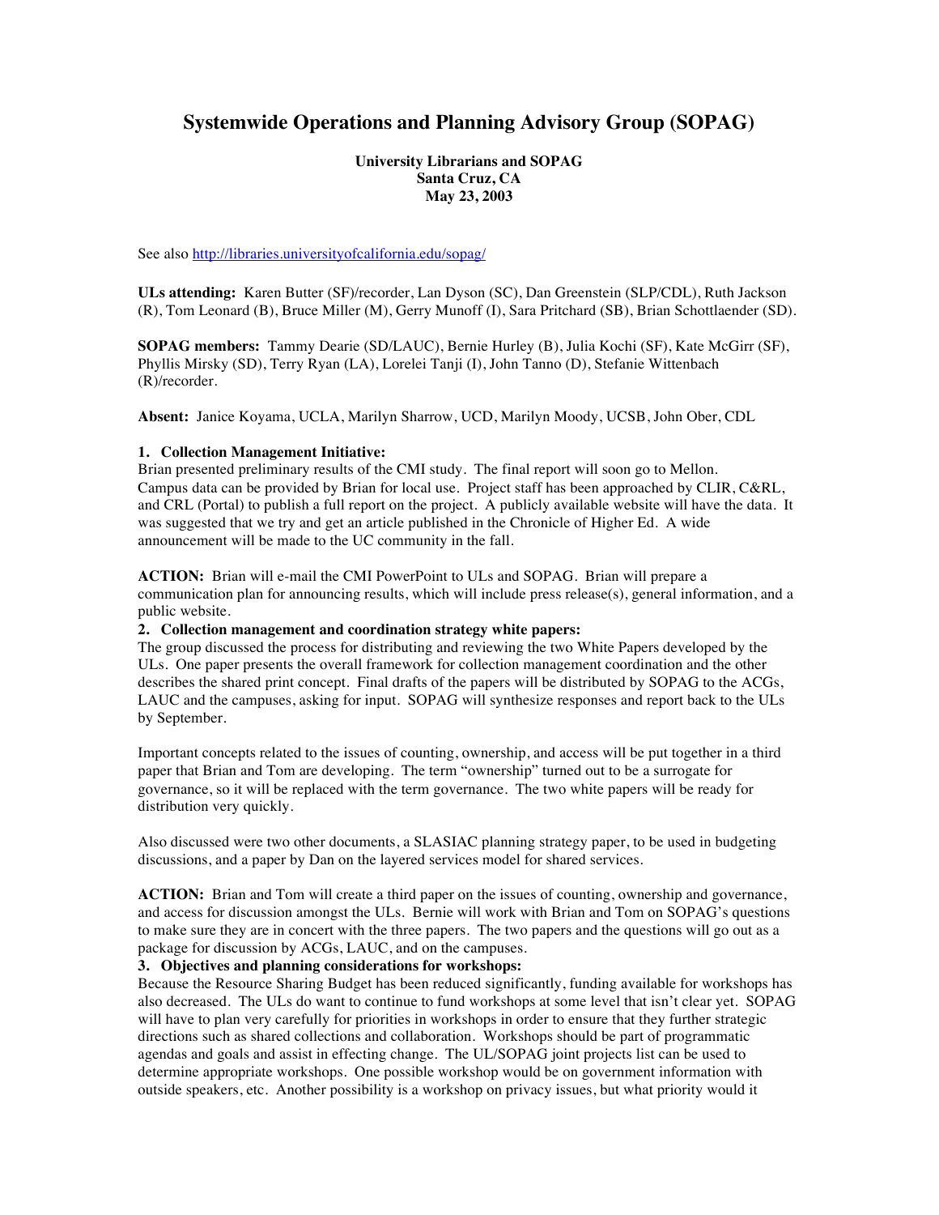# Systemwide Operations and Planning Advisory Group (SOPAG)

**University Librarians and SOPAG**
**Santa Cruz, CA**
**May 23, 2003**

See also http://libraries.universityofcalifornia.edu/sopag/

**ULs attending:** Karen Butter (SF)/recorder, Lan Dyson (SC), Dan Greenstein (SLP/CDL), Ruth Jackson (R), Tom Leonard (B), Bruce Miller (M), Gerry Munoff (I), Sara Pritchard (SB), Brian Schottlaender (SD).

**SOPAG members:** Tammy Dearie (SD/LAUC), Bernie Hurley (B), Julia Kochi (SF), Kate McGirr (SF), Phyllis Mirsky (SD), Terry Ryan (LA), Lorelei Tanji (I), John Tanno (D), Stefanie Wittenbach (R)/recorder.

**Absent:** Janice Koyama, UCLA, Marilyn Sharrow, UCD, Marilyn Moody, UCSB, John Ober, CDL

**1. Collection Management Initiative:**
Brian presented preliminary results of the CMI study. The final report will soon go to Mellon. Campus data can be provided by Brian for local use. Project staff has been approached by CLIR, C&RL, and CRL (Portal) to publish a full report on the project. A publicly available website will have the data. It was suggested that we try and get an article published in the Chronicle of Higher Ed. A wide announcement will be made to the UC community in the fall.

**ACTION:** Brian will e-mail the CMI PowerPoint to ULs and SOPAG. Brian will prepare a communication plan for announcing results, which will include press release(s), general information, and a public website.

**2. Collection management and coordination strategy white papers:**
The group discussed the process for distributing and reviewing the two White Papers developed by the ULs. One paper presents the overall framework for collection management coordination and the other describes the shared print concept. Final drafts of the papers will be distributed by SOPAG to the ACGs, LAUC and the campuses, asking for input. SOPAG will synthesize responses and report back to the ULs by September.

Important concepts related to the issues of counting, ownership, and access will be put together in a third paper that Brian and Tom are developing. The term "ownership" turned out to be a surrogate for governance, so it will be replaced with the term governance. The two white papers will be ready for distribution very quickly.

Also discussed were two other documents, a SLASIAC planning strategy paper, to be used in budgeting discussions, and a paper by Dan on the layered services model for shared services.

**ACTION:** Brian and Tom will create a third paper on the issues of counting, ownership and governance, and access for discussion amongst the ULs. Bernie will work with Brian and Tom on SOPAG's questions to make sure they are in concert with the three papers. The two papers and the questions will go out as a package for discussion by ACGs, LAUC, and on the campuses.

**3. Objectives and planning considerations for workshops:**
Because the Resource Sharing Budget has been reduced significantly, funding available for workshops has also decreased. The ULs do want to continue to fund workshops at some level that isn't clear yet. SOPAG will have to plan very carefully for priorities in workshops in order to ensure that they further strategic directions such as shared collections and collaboration. Workshops should be part of programmatic agendas and goals and assist in effecting change. The UL/SOPAG joint projects list can be used to determine appropriate workshops. One possible workshop would be on government information with outside speakers, etc. Another possibility is a workshop on privacy issues, but what priority would it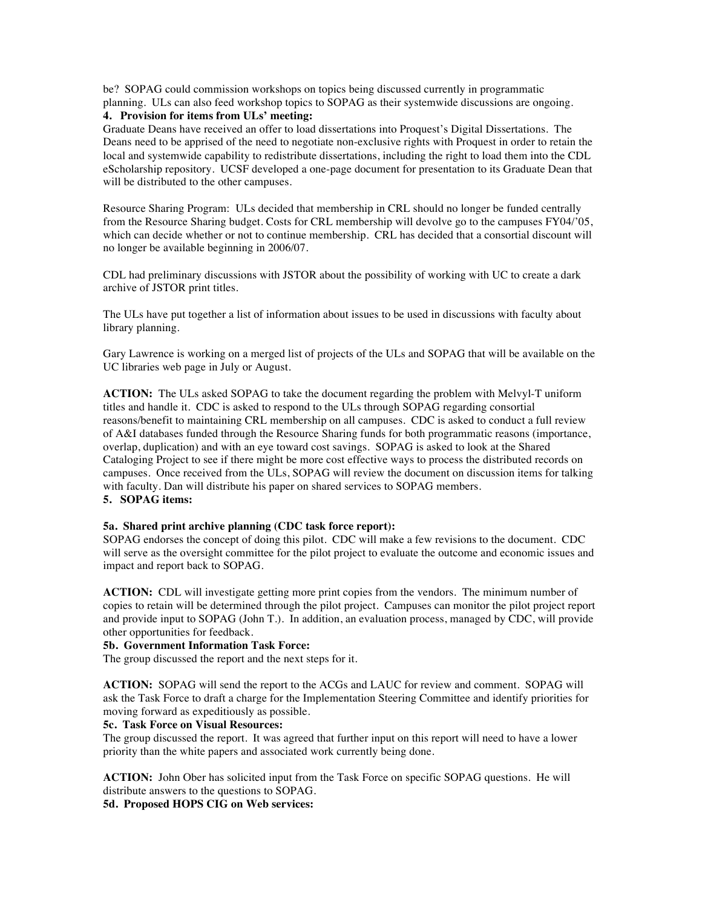be? SOPAG could commission workshops on topics being discussed currently in programmatic planning. ULs can also feed workshop topics to SOPAG as their systemwide discussions are ongoing.

**4. Provision for items from ULs' meeting:**

Graduate Deans have received an offer to load dissertations into Proquest's Digital Dissertations. The Deans need to be apprised of the need to negotiate non-exclusive rights with Proquest in order to retain the local and systemwide capability to redistribute dissertations, including the right to load them into the CDL eScholarship repository. UCSF developed a one-page document for presentation to its Graduate Dean that will be distributed to the other campuses.

Resource Sharing Program: ULs decided that membership in CRL should no longer be funded centrally from the Resource Sharing budget. Costs for CRL membership will devolve go to the campuses FY04/'05, which can decide whether or not to continue membership. CRL has decided that a consortial discount will no longer be available beginning in 2006/07.

CDL had preliminary discussions with JSTOR about the possibility of working with UC to create a dark archive of JSTOR print titles.

The ULs have put together a list of information about issues to be used in discussions with faculty about library planning.

Gary Lawrence is working on a merged list of projects of the ULs and SOPAG that will be available on the UC libraries web page in July or August.

**ACTION:** The ULs asked SOPAG to take the document regarding the problem with Melvyl-T uniform titles and handle it. CDC is asked to respond to the ULs through SOPAG regarding consortial reasons/benefit to maintaining CRL membership on all campuses. CDC is asked to conduct a full review of A&I databases funded through the Resource Sharing funds for both programmatic reasons (importance, overlap, duplication) and with an eye toward cost savings. SOPAG is asked to look at the Shared Cataloging Project to see if there might be more cost effective ways to process the distributed records on campuses. Once received from the ULs, SOPAG will review the document on discussion items for talking with faculty. Dan will distribute his paper on shared services to SOPAG members.

**5. SOPAG items:**

**5a. Shared print archive planning (CDC task force report):**

SOPAG endorses the concept of doing this pilot. CDC will make a few revisions to the document. CDC will serve as the oversight committee for the pilot project to evaluate the outcome and economic issues and impact and report back to SOPAG.

**ACTION:** CDL will investigate getting more print copies from the vendors. The minimum number of copies to retain will be determined through the pilot project. Campuses can monitor the pilot project report and provide input to SOPAG (John T.). In addition, an evaluation process, managed by CDC, will provide other opportunities for feedback.

**5b. Government Information Task Force:**

The group discussed the report and the next steps for it.

**ACTION:** SOPAG will send the report to the ACGs and LAUC for review and comment. SOPAG will ask the Task Force to draft a charge for the Implementation Steering Committee and identify priorities for moving forward as expeditiously as possible.

**5c. Task Force on Visual Resources:**

The group discussed the report. It was agreed that further input on this report will need to have a lower priority than the white papers and associated work currently being done.

**ACTION:** John Ober has solicited input from the Task Force on specific SOPAG questions. He will distribute answers to the questions to SOPAG.

**5d. Proposed HOPS CIG on Web services:**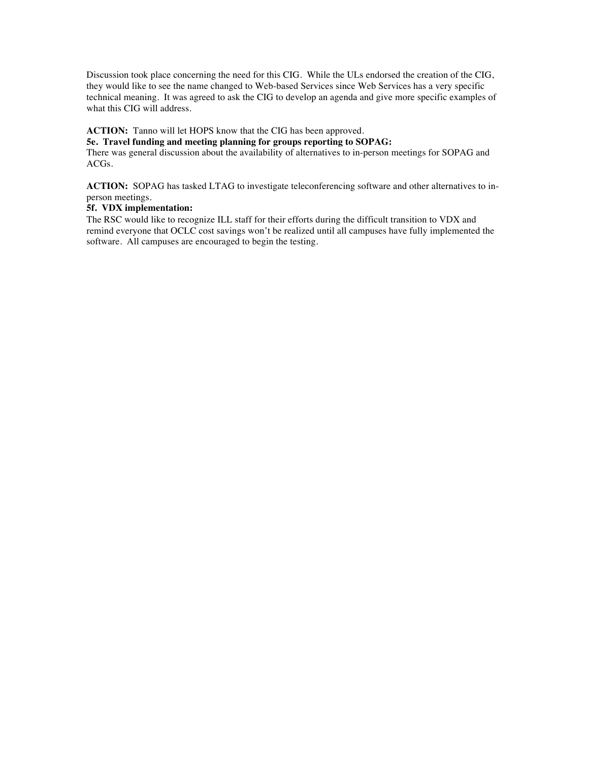Discussion took place concerning the need for this CIG. While the ULs endorsed the creation of the CIG, they would like to see the name changed to Web-based Services since Web Services has a very specific technical meaning. It was agreed to ask the CIG to develop an agenda and give more specific examples of what this CIG will address.

**ACTION:** Tanno will let HOPS know that the CIG has been approved.

**5e. Travel funding and meeting planning for groups reporting to SOPAG:**

There was general discussion about the availability of alternatives to in-person meetings for SOPAG and ACGs.

**ACTION:** SOPAG has tasked LTAG to investigate teleconferencing software and other alternatives to in-person meetings.

**5f. VDX implementation:**

The RSC would like to recognize ILL staff for their efforts during the difficult transition to VDX and remind everyone that OCLC cost savings won't be realized until all campuses have fully implemented the software. All campuses are encouraged to begin the testing.